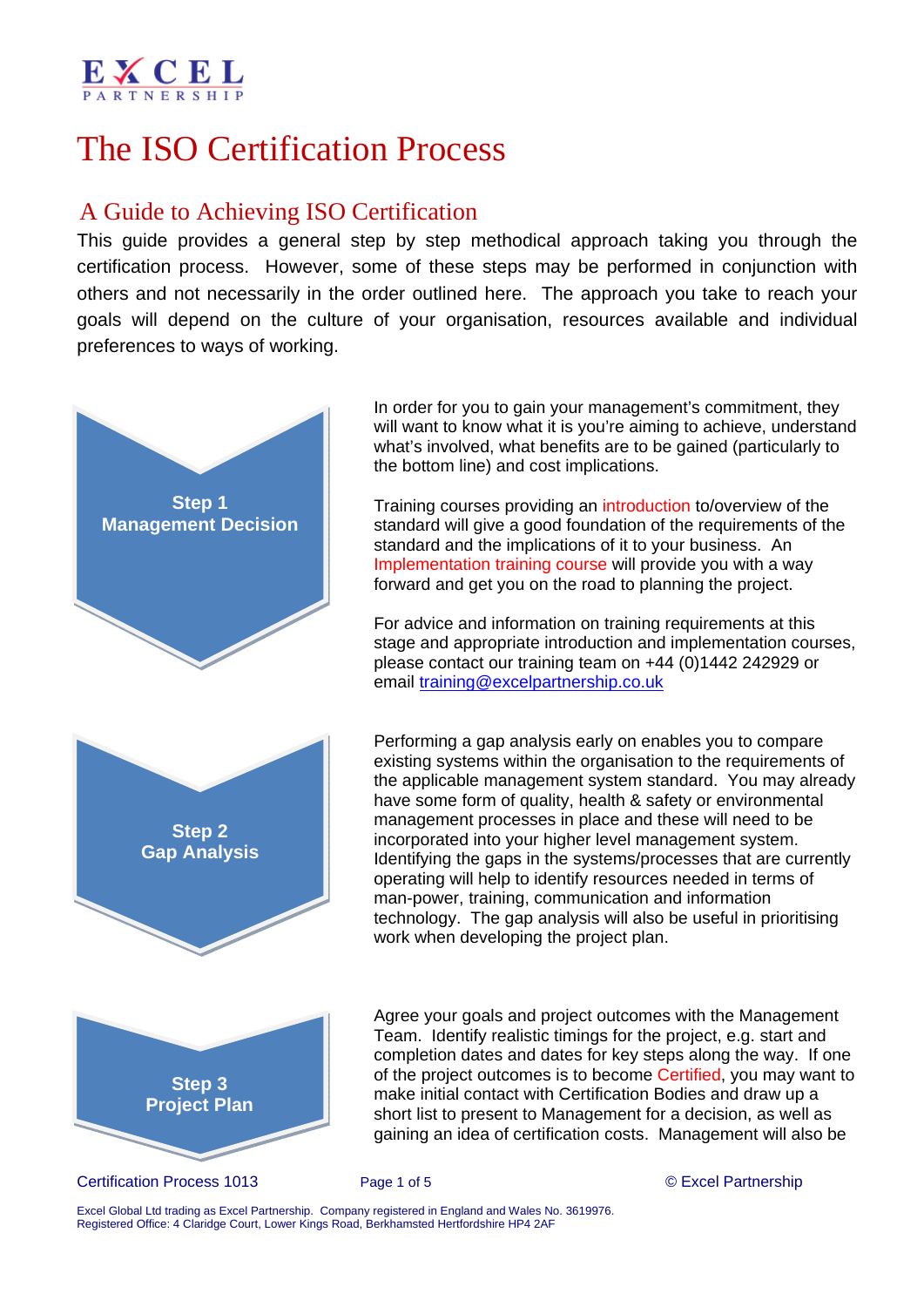EXCEL PARTNERSHIP

# The ISO Certification Process

## A Guide to Achieving ISO Certification

This guide provides a general step by step methodical approach taking you through the certification process. However, some of these steps may be performed in conjunction with others and not necessarily in the order outlined here. The approach you take to reach your goals will depend on the culture of your organisation, resources available and individual preferences to ways of working.

### Step 1 Management Decision

In order for you to gain your management's commitment, they will want to know what it is you're aiming to achieve, understand what's involved, what benefits are to be gained (particularly to the bottom line) and cost implications.

Training courses providing an introduction to/overview of the standard will give a good foundation of the requirements of the standard and the implications of it to your business. An Implementation training course will provide you with a way forward and get you on the road to planning the project.

For advice and information on training requirements at this stage and appropriate introduction and implementation courses, please contact our training team on +44 (0)1442 242929 or email training@excelpartnership.co.uk

### Step 2 Gap Analysis

Performing a gap analysis early on enables you to compare existing systems within the organisation to the requirements of the applicable management system standard. You may already have some form of quality, health & safety or environmental management processes in place and these will need to be incorporated into your higher level management system. Identifying the gaps in the systems/processes that are currently operating will help to identify resources needed in terms of man-power, training, communication and information technology. The gap analysis will also be useful in prioritising work when developing the project plan.

### Step 3 Project Plan

Agree your goals and project outcomes with the Management Team. Identify realistic timings for the project, e.g. start and completion dates and dates for key steps along the way. If one of the project outcomes is to become Certified, you may want to make initial contact with Certification Bodies and draw up a short list to present to Management for a decision, as well as gaining an idea of certification costs. Management will also be

Excel Global Ltd trading as Excel Partnership. Company registered in England and Wales No. 3619976.
Registered Office: 4 Claridge Court, Lower Kings Road, Berkhamsted Hertfordshire HP4 2AF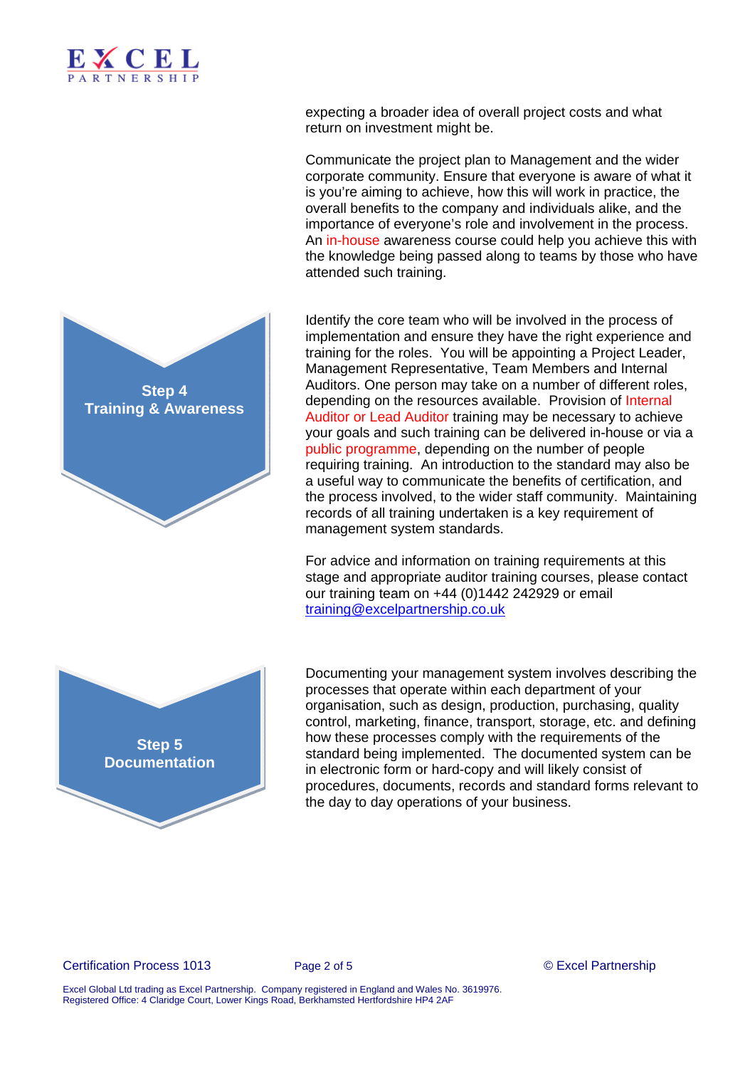expecting a broader idea of overall project costs and what return on investment might be.

Communicate the project plan to Management and the wider corporate community. Ensure that everyone is aware of what it is you're aiming to achieve, how this will work in practice, the overall benefits to the company and individuals alike, and the importance of everyone's role and involvement in the process. An in-house awareness course could help you achieve this with the knowledge being passed along to teams by those who have attended such training.

## Step 4 Training & Awareness

Identify the core team who will be involved in the process of implementation and ensure they have the right experience and training for the roles. You will be appointing a Project Leader, Management Representative, Team Members and Internal Auditors. One person may take on a number of different roles, depending on the resources available. Provision of Internal Auditor or Lead Auditor training may be necessary to achieve your goals and such training can be delivered in-house or via a public programme, depending on the number of people requiring training. An introduction to the standard may also be a useful way to communicate the benefits of certification, and the process involved, to the wider staff community. Maintaining records of all training undertaken is a key requirement of management system standards.

For advice and information on training requirements at this stage and appropriate auditor training courses, please contact our training team on +44 (0)1442 242929 or email training@excelpartnership.co.uk

## Step 5 Documentation

Documenting your management system involves describing the processes that operate within each department of your organisation, such as design, production, purchasing, quality control, marketing, finance, transport, storage, etc. and defining how these processes comply with the requirements of the standard being implemented. The documented system can be in electronic form or hard-copy and will likely consist of procedures, documents, records and standard forms relevant to the day to day operations of your business.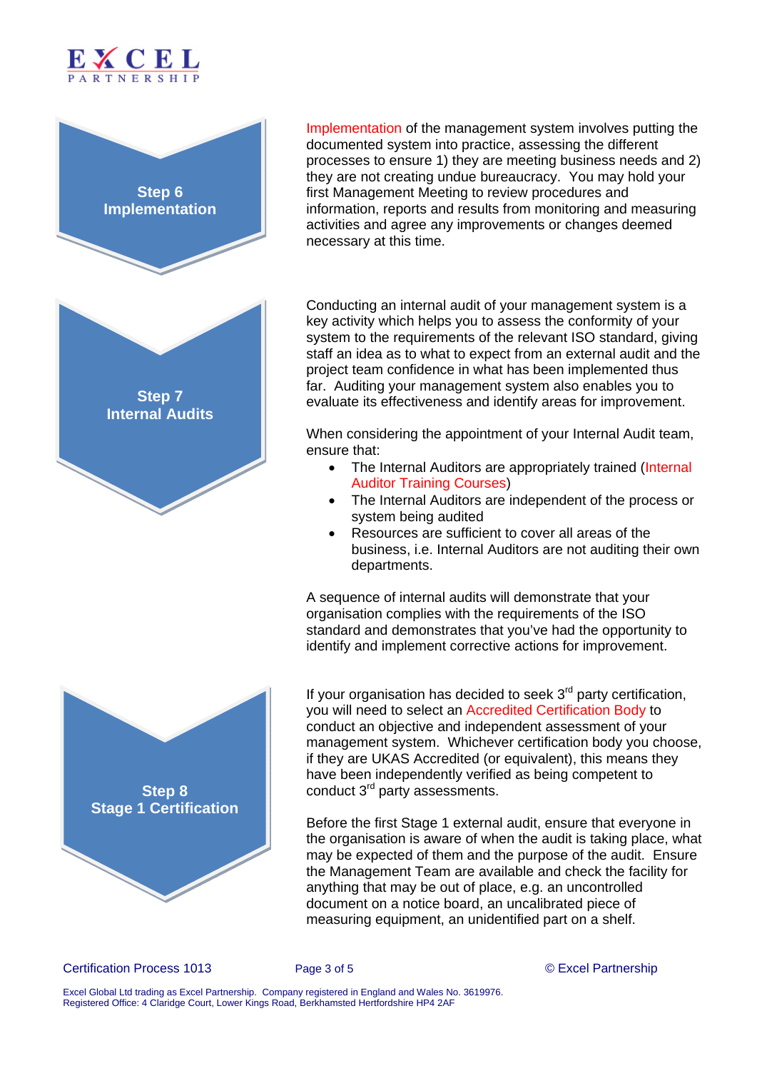## Step 6 Implementation

Implementation of the management system involves putting the documented system into practice, assessing the different processes to ensure 1) they are meeting business needs and 2) they are not creating undue bureaucracy. You may hold your first Management Meeting to review procedures and information, reports and results from monitoring and measuring activities and agree any improvements or changes deemed necessary at this time.

## Step 7 Internal Audits

Conducting an internal audit of your management system is a key activity which helps you to assess the conformity of your system to the requirements of the relevant ISO standard, giving staff an idea as to what to expect from an external audit and the project team confidence in what has been implemented thus far. Auditing your management system also enables you to evaluate its effectiveness and identify areas for improvement.

When considering the appointment of your Internal Audit team, ensure that:

- The Internal Auditors are appropriately trained (Internal Auditor Training Courses)
- The Internal Auditors are independent of the process or system being audited
- Resources are sufficient to cover all areas of the business, i.e. Internal Auditors are not auditing their own departments.

A sequence of internal audits will demonstrate that your organisation complies with the requirements of the ISO standard and demonstrates that you've had the opportunity to identify and implement corrective actions for improvement.

## Step 8 Stage 1 Certification

If your organisation has decided to seek 3rd party certification, you will need to select an Accredited Certification Body to conduct an objective and independent assessment of your management system. Whichever certification body you choose, if they are UKAS Accredited (or equivalent), this means they have been independently verified as being competent to conduct 3rd party assessments.

Before the first Stage 1 external audit, ensure that everyone in the organisation is aware of when the audit is taking place, what may be expected of them and the purpose of the audit. Ensure the Management Team are available and check the facility for anything that may be out of place, e.g. an uncontrolled document on a notice board, an uncalibrated piece of measuring equipment, an unidentified part on a shelf.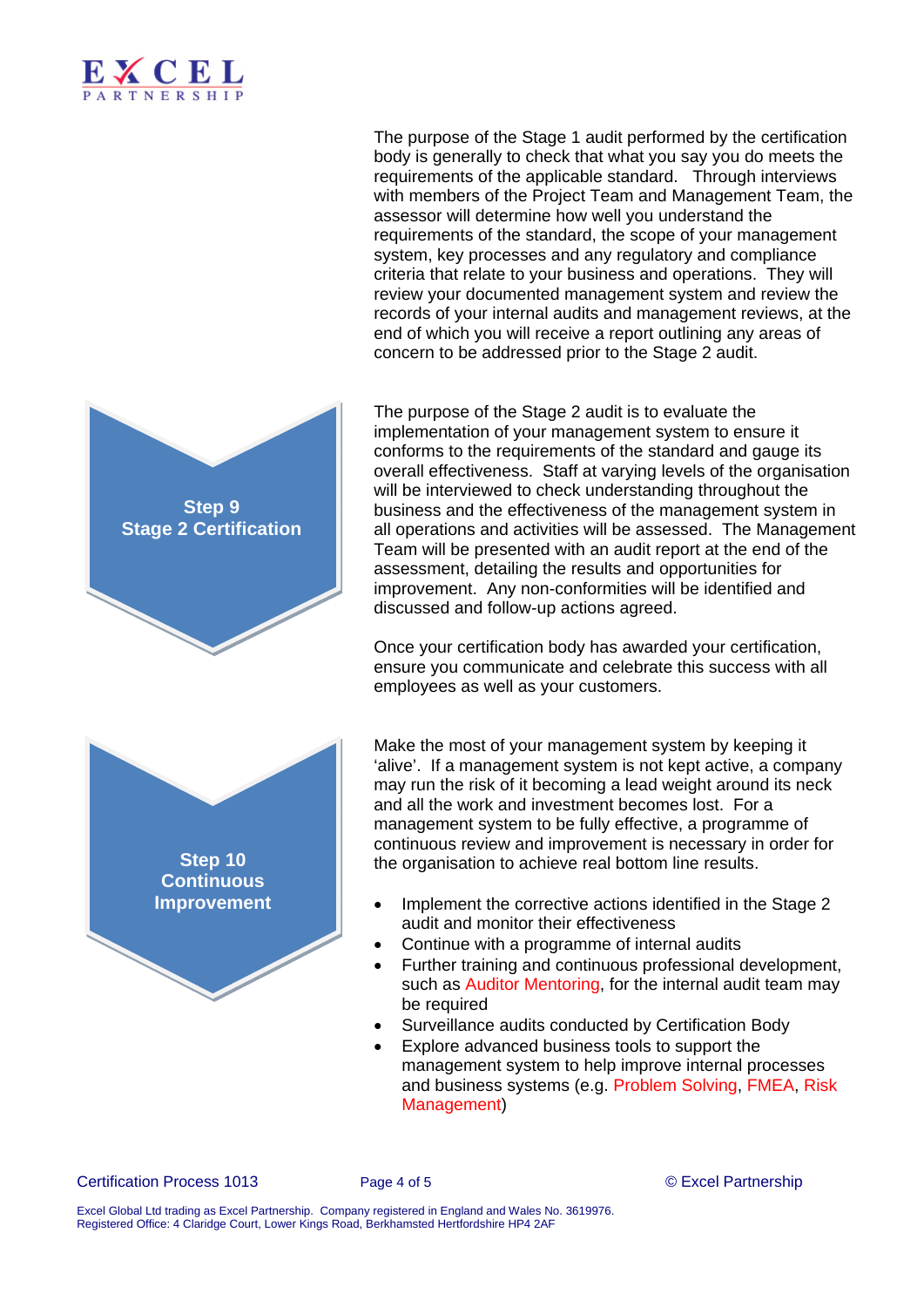The purpose of the Stage 1 audit performed by the certification body is generally to check that what you say you do meets the requirements of the applicable standard. Through interviews with members of the Project Team and Management Team, the assessor will determine how well you understand the requirements of the standard, the scope of your management system, key processes and any regulatory and compliance criteria that relate to your business and operations. They will review your documented management system and review the records of your internal audits and management reviews, at the end of which you will receive a report outlining any areas of concern to be addressed prior to the Stage 2 audit.

## Step 9 Stage 2 Certification

The purpose of the Stage 2 audit is to evaluate the implementation of your management system to ensure it conforms to the requirements of the standard and gauge its overall effectiveness. Staff at varying levels of the organisation will be interviewed to check understanding throughout the business and the effectiveness of the management system in all operations and activities will be assessed. The Management Team will be presented with an audit report at the end of the assessment, detailing the results and opportunities for improvement. Any non-conformities will be identified and discussed and follow-up actions agreed.

Once your certification body has awarded your certification, ensure you communicate and celebrate this success with all employees as well as your customers.

## Step 10 Continuous Improvement

Make the most of your management system by keeping it 'alive'. If a management system is not kept active, a company may run the risk of it becoming a lead weight around its neck and all the work and investment becomes lost. For a management system to be fully effective, a programme of continuous review and improvement is necessary in order for the organisation to achieve real bottom line results.

- Implement the corrective actions identified in the Stage 2 audit and monitor their effectiveness
- Continue with a programme of internal audits
- Further training and continuous professional development, such as Auditor Mentoring, for the internal audit team may be required
- Surveillance audits conducted by Certification Body
- Explore advanced business tools to support the management system to help improve internal processes and business systems (e.g. Problem Solving, FMEA, Risk Management)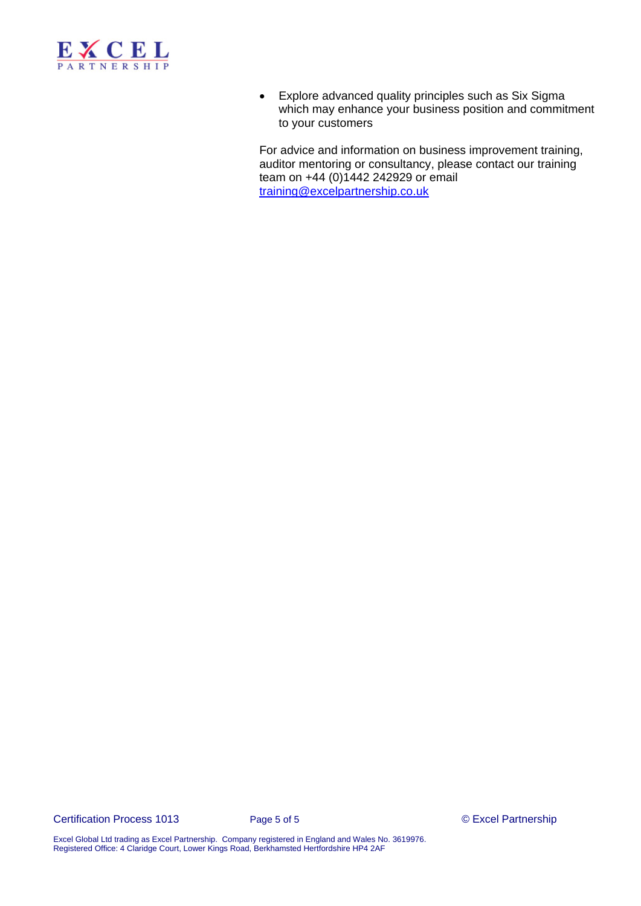- Explore advanced quality principles such as Six Sigma which may enhance your business position and commitment to your customers

For advice and information on business improvement training, auditor mentoring or consultancy, please contact our training team on +44 (0)1442 242929 or email [training@excelpartnership.co.uk](mailto:training@excelpartnership.co.uk)

Excel Global Ltd trading as Excel Partnership. Company registered in England and Wales No. 3619976.
Registered Office: 4 Claridge Court, Lower Kings Road, Berkhamsted Hertfordshire HP4 2AF